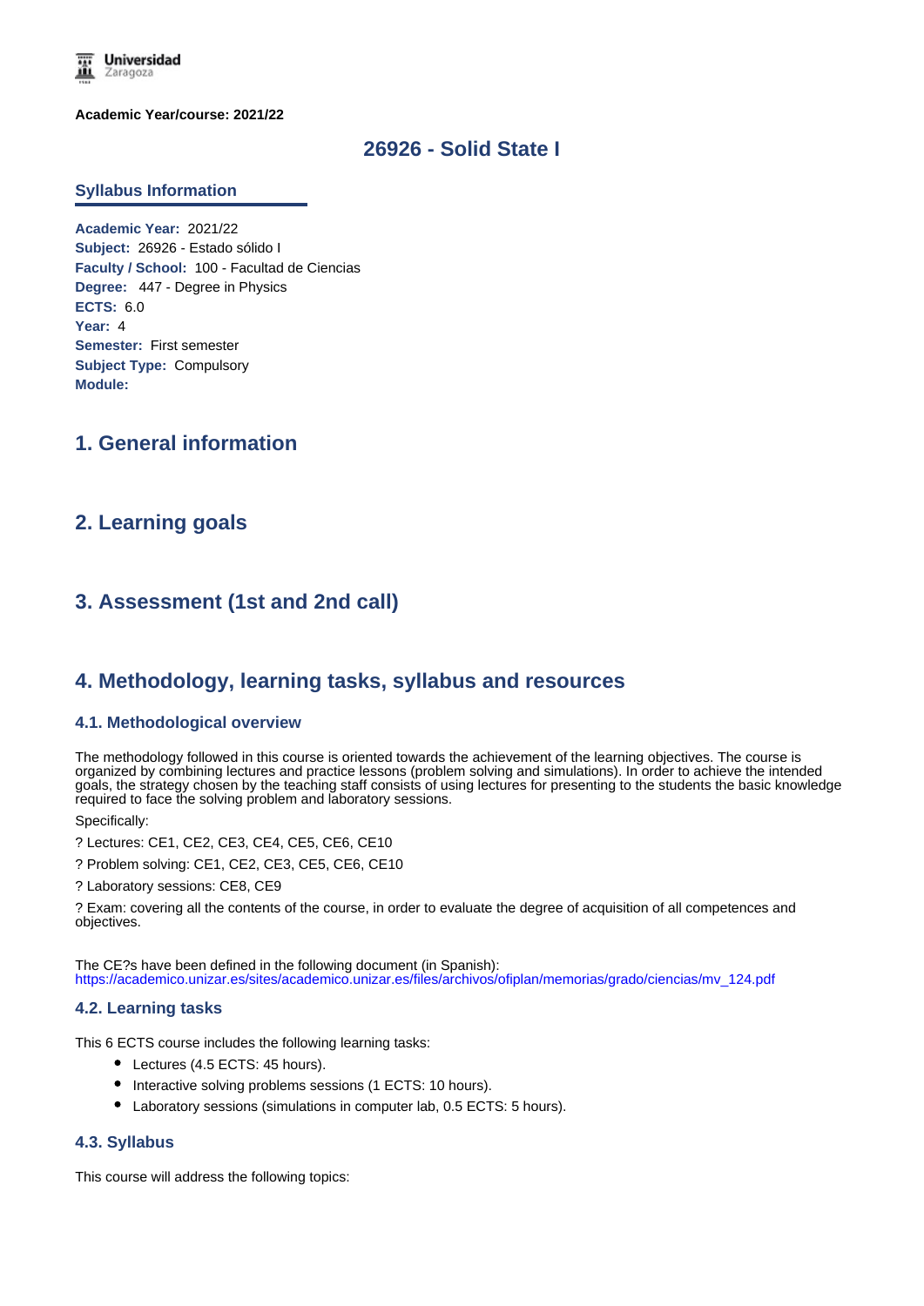Universidad Zaragoza

**Academic Year/course: 2021/22**

# 26926 - Solid State I

## Syllabus Information

**Academic Year:** 2021/22
**Subject:** 26926 - Estado sólido I
**Faculty / School:** 100 - Facultad de Ciencias
**Degree:** 447 - Degree in Physics
**ECTS:** 6.0
**Year:** 4
**Semester:** First semester
**Subject Type:** Compulsory
**Module:**

## 1. General information

## 2. Learning goals

## 3. Assessment (1st and 2nd call)

## 4. Methodology, learning tasks, syllabus and resources

### 4.1. Methodological overview

The methodology followed in this course is oriented towards the achievement of the learning objectives. The course is organized by combining lectures and practice lessons (problem solving and simulations). In order to achieve the intended goals, the strategy chosen by the teaching staff consists of using lectures for presenting to the students the basic knowledge required to face the solving problem and laboratory sessions.

Specifically:

? Lectures: CE1, CE2, CE3, CE4, CE5, CE6, CE10

? Problem solving: CE1, CE2, CE3, CE5, CE6, CE10

? Laboratory sessions: CE8, CE9

? Exam: covering all the contents of the course, in order to evaluate the degree of acquisition of all competences and objectives.

The CE?s have been defined in the following document (in Spanish):
https://academico.unizar.es/sites/academico.unizar.es/files/archivos/ofiplan/memorias/grado/ciencias/mv_124.pdf

### 4.2. Learning tasks

This 6 ECTS course includes the following learning tasks:

- Lectures (4.5 ECTS: 45 hours).
- Interactive solving problems sessions (1 ECTS: 10 hours).
- Laboratory sessions (simulations in computer lab, 0.5 ECTS: 5 hours).

### 4.3. Syllabus

This course will address the following topics: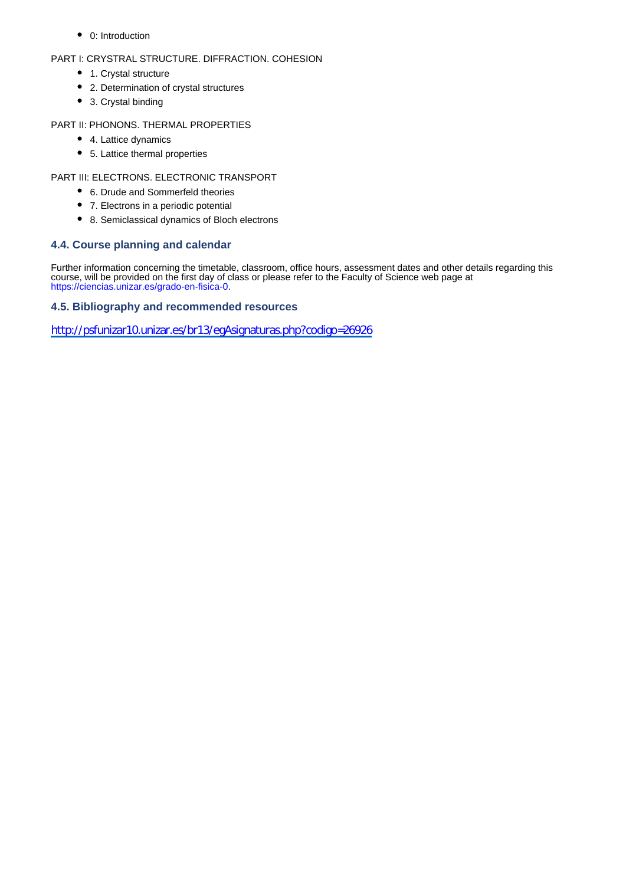- 0: Introduction

PART I: CRYSTRAL STRUCTURE. DIFFRACTION. COHESION

- 1. Crystal structure
- 2. Determination of crystal structures
- 3. Crystal binding

PART II: PHONONS. THERMAL PROPERTIES

- 4. Lattice dynamics
- 5. Lattice thermal properties

PART III: ELECTRONS. ELECTRONIC TRANSPORT

- 6. Drude and Sommerfeld theories
- 7. Electrons in a periodic potential
- 8. Semiclassical dynamics of Bloch electrons

### 4.4. Course planning and calendar

Further information concerning the timetable, classroom, office hours, assessment dates and other details regarding this course, will be provided on the first day of class or please refer to the Faculty of Science web page at https://ciencias.unizar.es/grado-en-fisica-0.

### 4.5. Bibliography and recommended resources

http://psfunizar10.unizar.es/br13/egAsignaturas.php?codigo=26926